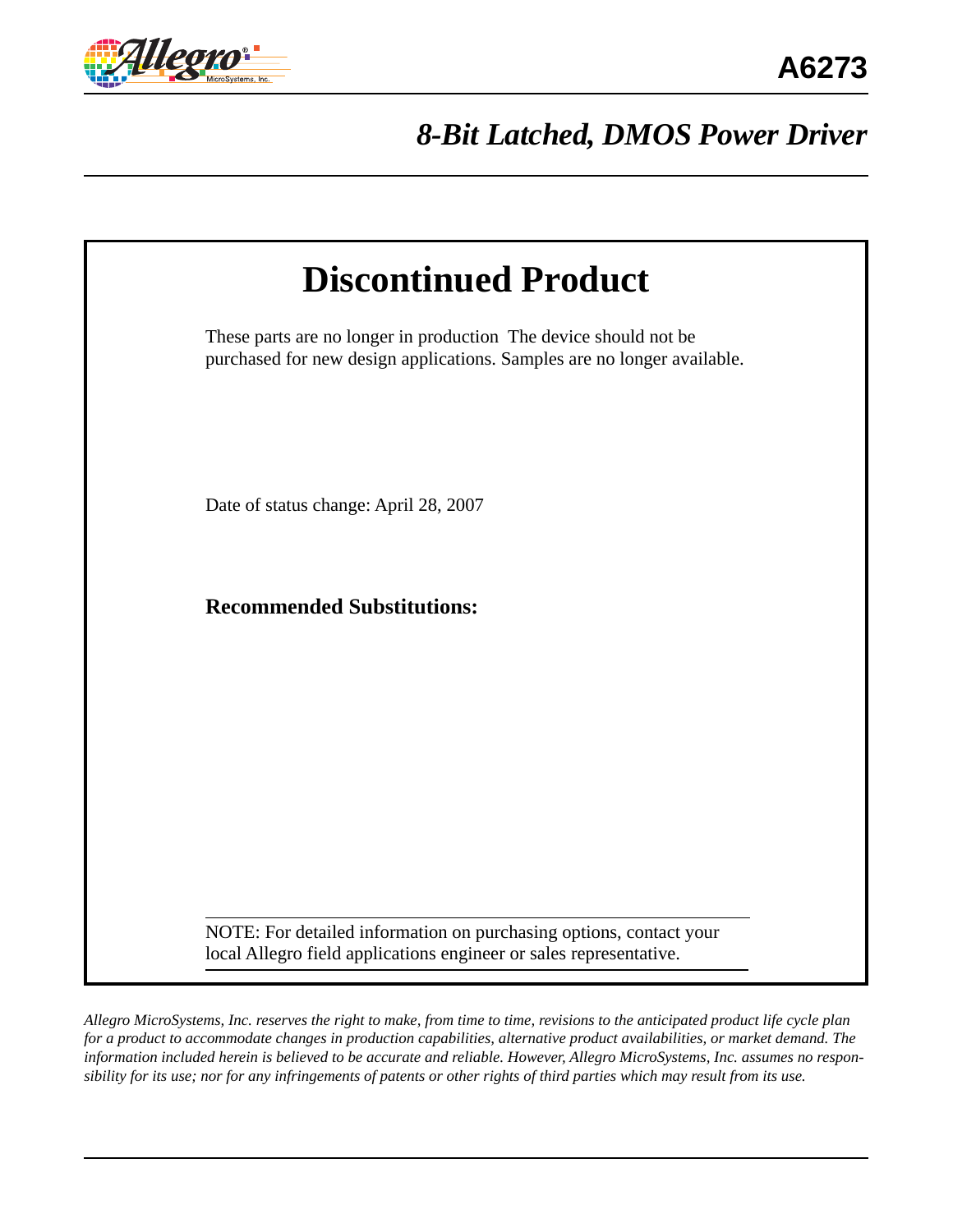# A6273

## *8-Bit Latched, DMOS Power Driver*

# Discontinued Product

These parts are no longer in production The device should not be purchased for new design applications. Samples are no longer available.

Date of status change: April 28, 2007

**Recommended Substitutions:**

NOTE: For detailed information on purchasing options, contact your local Allegro field applications engineer or sales representative.

*Allegro MicroSystems, Inc. reserves the right to make, from time to time, revisions to the anticipated product life cycle plan for a product to accommodate changes in production capabilities, alternative product availabilities, or market demand. The information included herein is believed to be accurate and reliable. However, Allegro MicroSystems, Inc. assumes no responsibility for its use; nor for any infringements of patents or other rights of third parties which may result from its use.*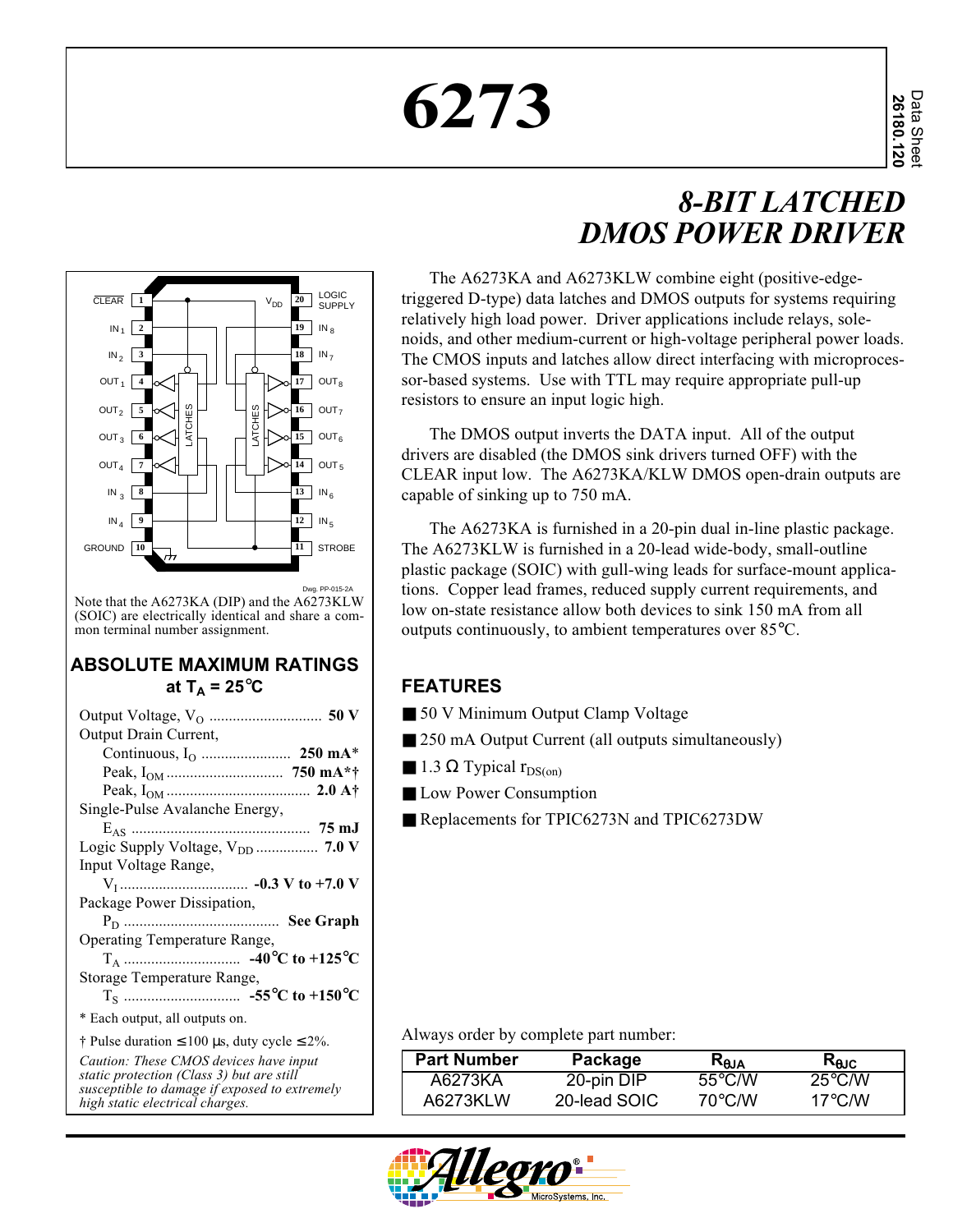# 6273

Data Sheet
26180.120

## *8-BIT LATCHED DMOS POWER DRIVER*

Note that the A6273KA (DIP) and the A6273KLW (SOIC) are electrically identical and share a common terminal number assignment.

The A6273KA and A6273KLW combine eight (positive-edge-triggered D-type) data latches and DMOS outputs for systems requiring relatively high load power. Driver applications include relays, solenoids, and other medium-current or high-voltage peripheral power loads. The CMOS inputs and latches allow direct interfacing with microprocessor-based systems. Use with TTL may require appropriate pull-up resistors to ensure an input logic high.

The DMOS output inverts the DATA input. All of the output drivers are disabled (the DMOS sink drivers turned OFF) with the CLEAR input low. The A6273KA/KLW DMOS open-drain outputs are capable of sinking up to 750 mA.

The A6273KA is furnished in a 20-pin dual in-line plastic package. The A6273KLW is furnished in a 20-lead wide-body, small-outline plastic package (SOIC) with gull-wing leads for surface-mount applications. Copper lead frames, reduced supply current requirements, and low on-state resistance allow both devices to sink 150 mA from all outputs continuously, to ambient temperatures over 85°C.

## ABSOLUTE MAXIMUM RATINGS at $T_A$ = 25°C

Output Voltage, $V_O$ .......... **50 V**

Output Drain Current,
- Continuous, $I_O$ .......... **250 mA***
- Peak, $I_{OM}$ .......... **750 mA*†**
- Peak, $I_{OM}$ .......... **2.0 A†**

Single-Pulse Avalanche Energy,
- $E_{AS}$ .......... **75 mJ**

Logic Supply Voltage, $V_{DD}$ .......... **7.0 V**

Input Voltage Range,
- $V_I$ .......... **-0.3 V to +7.0 V**

Package Power Dissipation,
- $P_D$ .......... **See Graph**

Operating Temperature Range,
- $T_A$ .......... **-40°C to +125°C**

Storage Temperature Range,
- $T_S$ .......... **-55°C to +150°C**

\* Each output, all outputs on.

† Pulse duration ≤100 μs, duty cycle ≤2%.

*Caution: These CMOS devices have input static protection (Class 3) but are still susceptible to damage if exposed to extremely high static electrical charges.*

## FEATURES

- 50 V Minimum Output Clamp Voltage
- 250 mA Output Current (all outputs simultaneously)
- 1.3 Ω Typical $r_{DS(on)}$
- Low Power Consumption
- Replacements for TPIC6273N and TPIC6273DW

Always order by complete part number:

| Part Number | Package | $R_{\theta JA}$ | $R_{\theta JC}$ |
|---|---|---|---|
| A6273KA | 20-pin DIP | 55°C/W | 25°C/W |
| A6273KLW | 20-lead SOIC | 70°C/W | 17°C/W |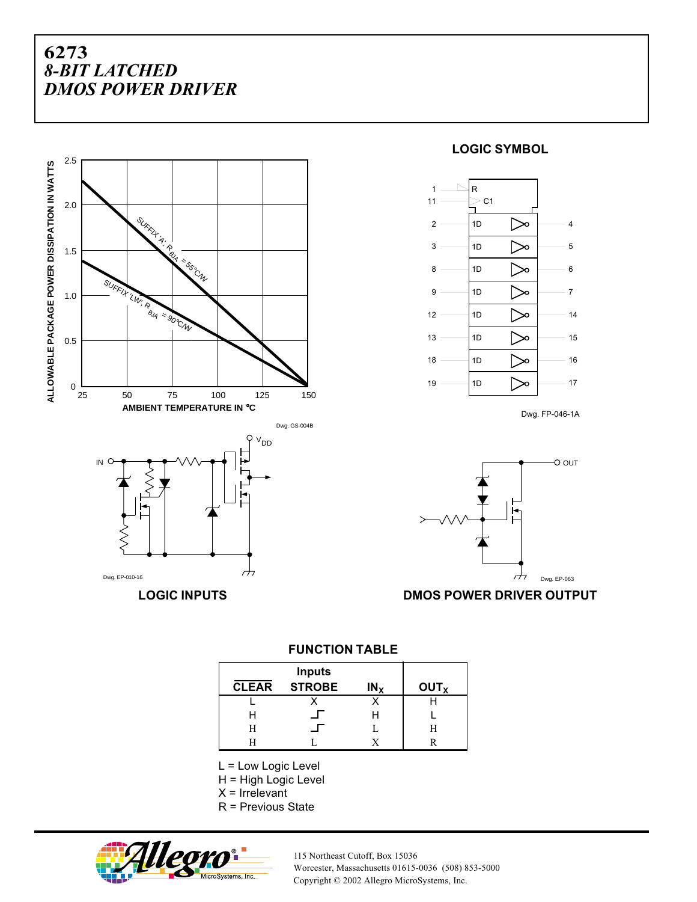# 6273
# *8-BIT LATCHED DMOS POWER DRIVER*

ALLOWABLE PACKAGE POWER DISSIPATION IN WATTS

AMBIENT TEMPERATURE IN °C

SUFFIX 'A', $R_{\theta JA}$ = 55°C/W

SUFFIX 'LW', $R_{\theta JA}$ = 90°C/W

Dwg. GS-004B

**LOGIC SYMBOL**

Dwg. FP-046-1A

Dwg. EP-010-16

**LOGIC INPUTS**

Dwg. EP-063

**DMOS POWER DRIVER OUTPUT**

**FUNCTION TABLE**

| Inputs | | | |
|---|---|---|---|
| CLEAR | STROBE | $IN_X$ | $OUT_X$ |
| L | X | X | H |
| H | ⌐ (rising edge) | H | L |
| H | ⌐ (rising edge) | L | H |
| H | L | X | R |

L = Low Logic Level
H = High Logic Level
X = Irrelevant
R = Previous State

115 Northeast Cutoff, Box 15036
Worcester, Massachusetts 01615-0036 (508) 853-5000
Copyright © 2002 Allegro MicroSystems, Inc.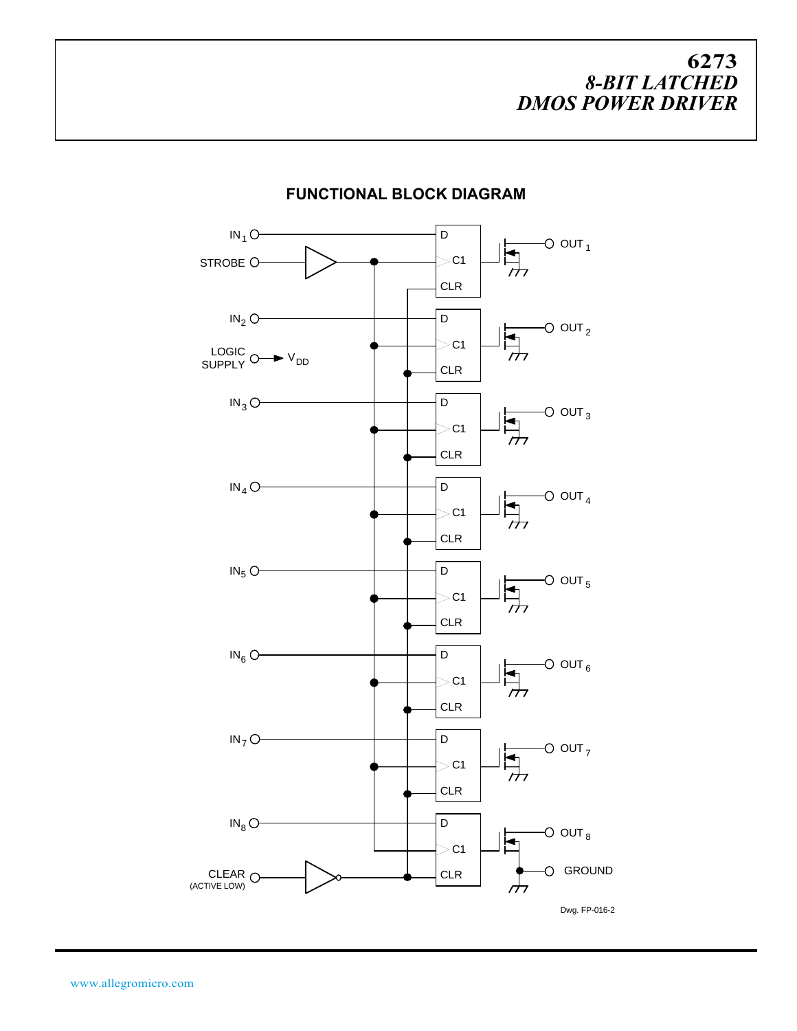# 6273
## *8-BIT LATCHED DMOS POWER DRIVER*

### FUNCTIONAL BLOCK DIAGRAM

Dwg. FP-016-2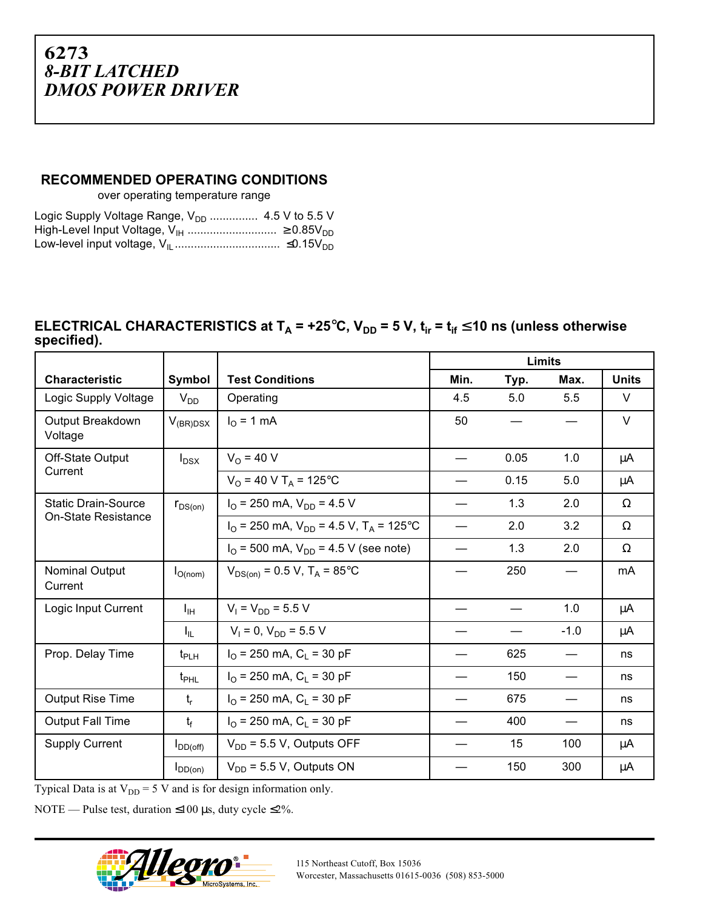# 6273
## *8-BIT LATCHED DMOS POWER DRIVER*

### RECOMMENDED OPERATING CONDITIONS

over operating temperature range

Logic Supply Voltage Range, $V_{DD}$ ............... 4.5 V to 5.5 V
High-Level Input Voltage, $V_{IH}$ ........................... $\geq 0.85V_{DD}$
Low-level input voltage, $V_{IL}$ ................................ $\leq 0.15V_{DD}$

### ELECTRICAL CHARACTERISTICS at $T_A$ = +25°C, $V_{DD}$ = 5 V, $t_{ir} = t_{if} \leq 10$ ns (unless otherwise specified).

| Characteristic | Symbol | Test Conditions | Limits | | | |
|---|---|---|---|---|---|---|
| | | | Min. | Typ. | Max. | Units |
| Logic Supply Voltage | $V_{DD}$ | Operating | 4.5 | 5.0 | 5.5 | V |
| Output Breakdown Voltage | $V_{(BR)DSX}$ | $I_O$ = 1 mA | 50 | — | — | V |
| Off-State Output Current | $I_{DSX}$ | $V_O$ = 40 V | — | 0.05 | 1.0 | µA |
| | | $V_O$ = 40 V $T_A$ = 125°C | — | 0.15 | 5.0 | µA |
| Static Drain-Source On-State Resistance | $r_{DS(on)}$ | $I_O$ = 250 mA, $V_{DD}$ = 4.5 V | — | 1.3 | 2.0 | Ω |
| | | $I_O$ = 250 mA, $V_{DD}$ = 4.5 V, $T_A$ = 125°C | — | 2.0 | 3.2 | Ω |
| | | $I_O$ = 500 mA, $V_{DD}$ = 4.5 V (see note) | — | 1.3 | 2.0 | Ω |
| Nominal Output Current | $I_{O(nom)}$ | $V_{DS(on)}$ = 0.5 V, $T_A$ = 85°C | — | 250 | — | mA |
| Logic Input Current | $I_{IH}$ | $V_I = V_{DD}$ = 5.5 V | — | — | 1.0 | µA |
| | $I_{IL}$ | $V_I$ = 0, $V_{DD}$ = 5.5 V | — | — | -1.0 | µA |
| Prop. Delay Time | $t_{PLH}$ | $I_O$ = 250 mA, $C_L$ = 30 pF | — | 625 | — | ns |
| | $t_{PHL}$ | $I_O$ = 250 mA, $C_L$ = 30 pF | — | 150 | — | ns |
| Output Rise Time | $t_r$ | $I_O$ = 250 mA, $C_L$ = 30 pF | — | 675 | — | ns |
| Output Fall Time | $t_f$ | $I_O$ = 250 mA, $C_L$ = 30 pF | — | 400 | — | ns |
| Supply Current | $I_{DD(off)}$ | $V_{DD}$ = 5.5 V, Outputs OFF | — | 15 | 100 | µA |
| | $I_{DD(on)}$ | $V_{DD}$ = 5.5 V, Outputs ON | — | 150 | 300 | µA |

Typical Data is at $V_{DD}$ = 5 V and is for design information only.

NOTE — Pulse test, duration ≤100 µs, duty cycle ≤2%.

115 Northeast Cutoff, Box 15036
Worcester, Massachusetts 01615-0036 (508) 853-5000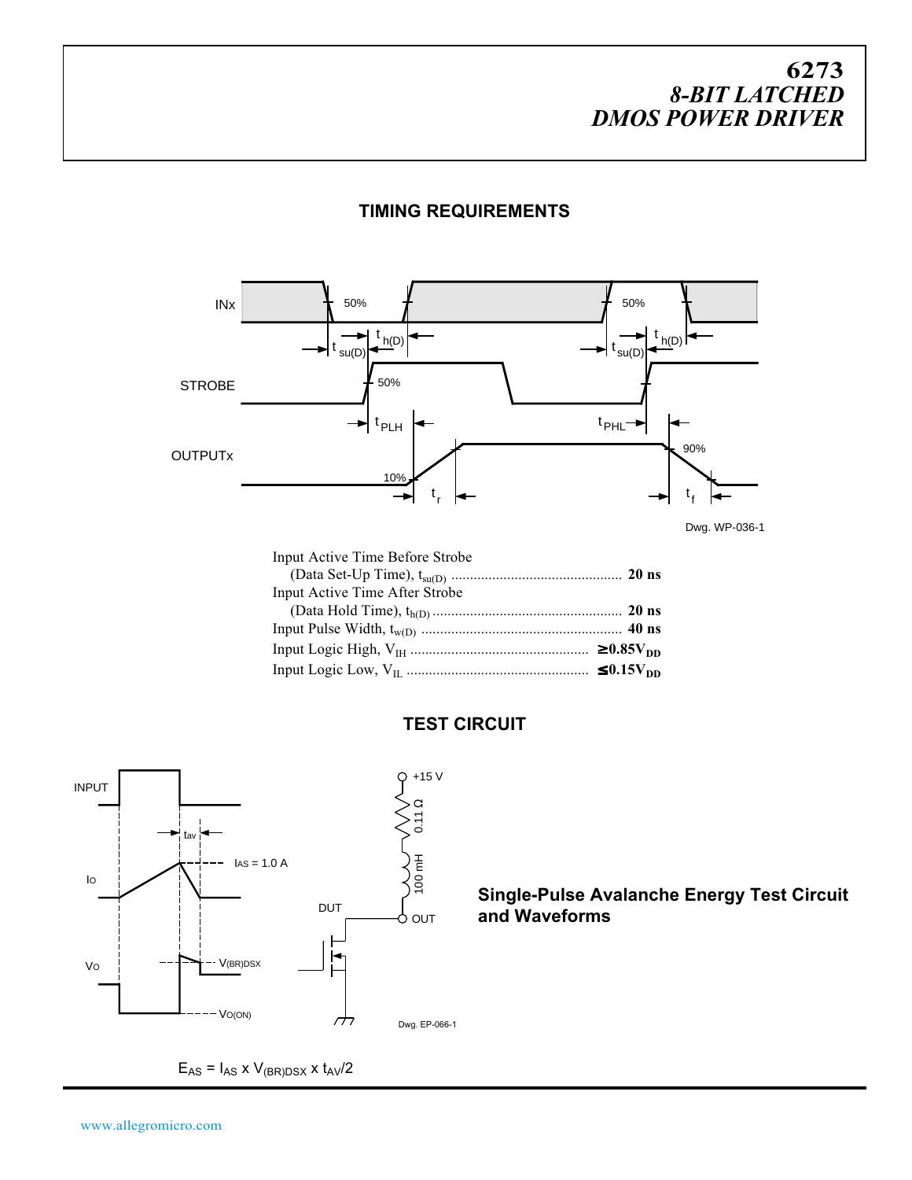# 6273
# *8-BIT LATCHED DMOS POWER DRIVER*

## TIMING REQUIREMENTS

Dwg. WP-036-1

Input Active Time Before Strobe
(Data Set-Up Time), $t_{su(D)}$ ............................................ **20 ns**

Input Active Time After Strobe
(Data Hold Time), $t_{h(D)}$ ................................................ **20 ns**

Input Pulse Width, $t_{w(D)}$ ................................................... **40 ns**

Input Logic High, $V_{IH}$ ............................................... **≥0.85$V_{DD}$**

Input Logic Low, $V_{IL}$ ................................................ **≤0.15$V_{DD}$**

## TEST CIRCUIT

**Single-Pulse Avalanche Energy Test Circuit and Waveforms**

Dwg. EP-066-1

$E_{AS} = I_{AS} \times V_{(BR)DSX} \times t_{AV}/2$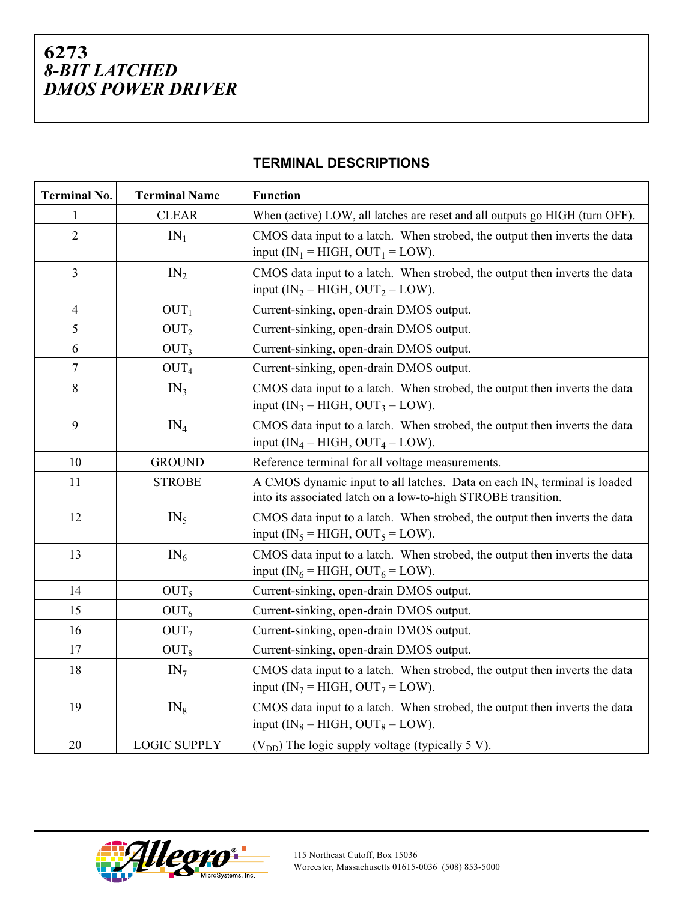# 6273
## *8-BIT LATCHED DMOS POWER DRIVER*

### TERMINAL DESCRIPTIONS

| Terminal No. | Terminal Name | Function |
|---|---|---|
| 1 | CLEAR | When (active) LOW, all latches are reset and all outputs go HIGH (turn OFF). |
| 2 | $IN_1$ | CMOS data input to a latch. When strobed, the output then inverts the data input ($IN_1$ = HIGH, $OUT_1$ = LOW). |
| 3 | $IN_2$ | CMOS data input to a latch. When strobed, the output then inverts the data input ($IN_2$ = HIGH, $OUT_2$ = LOW). |
| 4 | $OUT_1$ | Current-sinking, open-drain DMOS output. |
| 5 | $OUT_2$ | Current-sinking, open-drain DMOS output. |
| 6 | $OUT_3$ | Current-sinking, open-drain DMOS output. |
| 7 | $OUT_4$ | Current-sinking, open-drain DMOS output. |
| 8 | $IN_3$ | CMOS data input to a latch. When strobed, the output then inverts the data input ($IN_3$ = HIGH, $OUT_3$ = LOW). |
| 9 | $IN_4$ | CMOS data input to a latch. When strobed, the output then inverts the data input ($IN_4$ = HIGH, $OUT_4$ = LOW). |
| 10 | GROUND | Reference terminal for all voltage measurements. |
| 11 | STROBE | A CMOS dynamic input to all latches. Data on each $IN_x$ terminal is loaded into its associated latch on a low-to-high STROBE transition. |
| 12 | $IN_5$ | CMOS data input to a latch. When strobed, the output then inverts the data input ($IN_5$ = HIGH, $OUT_5$ = LOW). |
| 13 | $IN_6$ | CMOS data input to a latch. When strobed, the output then inverts the data input ($IN_6$ = HIGH, $OUT_6$ = LOW). |
| 14 | $OUT_5$ | Current-sinking, open-drain DMOS output. |
| 15 | $OUT_6$ | Current-sinking, open-drain DMOS output. |
| 16 | $OUT_7$ | Current-sinking, open-drain DMOS output. |
| 17 | $OUT_8$ | Current-sinking, open-drain DMOS output. |
| 18 | $IN_7$ | CMOS data input to a latch. When strobed, the output then inverts the data input ($IN_7$ = HIGH, $OUT_7$ = LOW). |
| 19 | $IN_8$ | CMOS data input to a latch. When strobed, the output then inverts the data input ($IN_8$ = HIGH, $OUT_8$ = LOW). |
| 20 | LOGIC SUPPLY | ($V_{DD}$) The logic supply voltage (typically 5 V). |

115 Northeast Cutoff, Box 15036
Worcester, Massachusetts 01615-0036 (508) 853-5000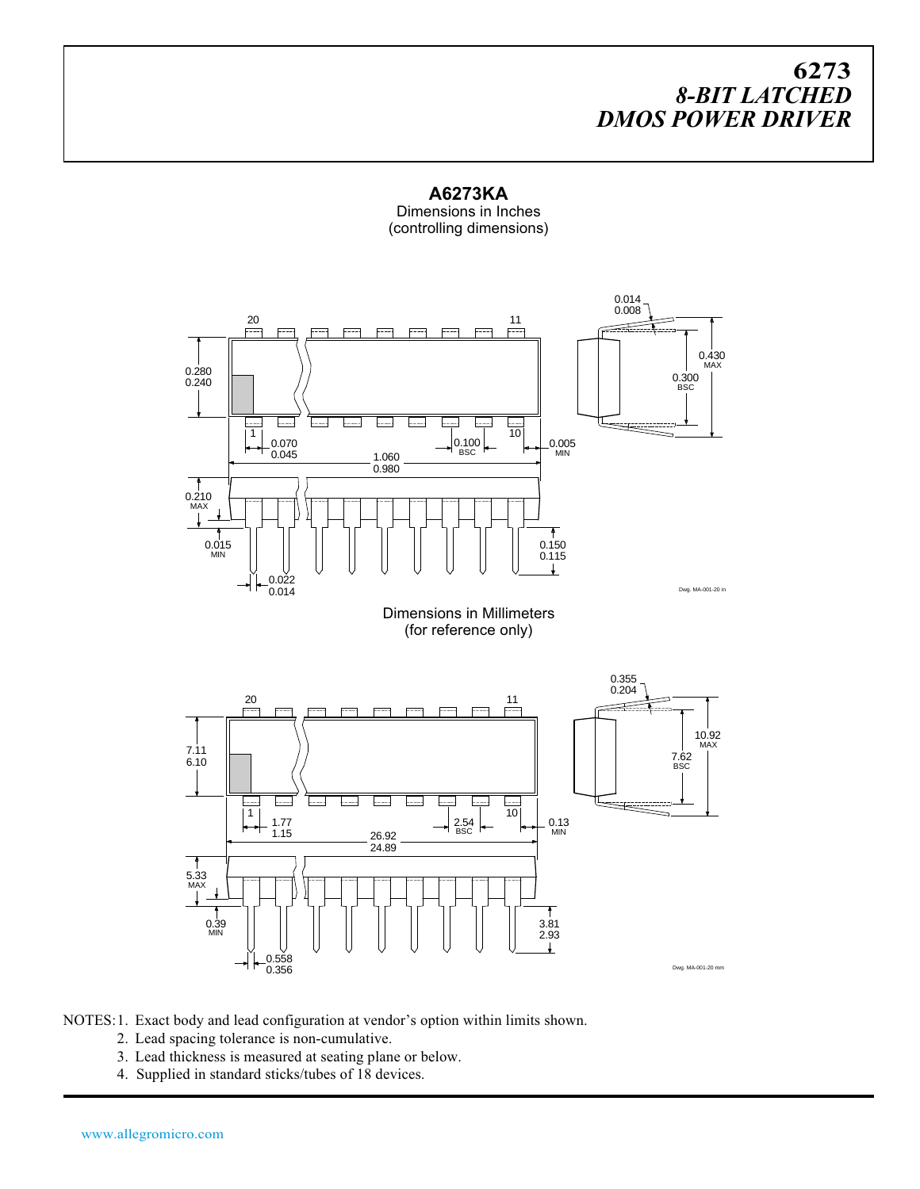# 6273
## *8-BIT LATCHED DMOS POWER DRIVER*

**A6273KA**
Dimensions in Inches
(controlling dimensions)

Dwg. MA-001-20 in

Dimensions in Millimeters
(for reference only)

Dwg. MA-001-20 mm

NOTES: 1. Exact body and lead configuration at vendor's option within limits shown.
2. Lead spacing tolerance is non-cumulative.
3. Lead thickness is measured at seating plane or below.
4. Supplied in standard sticks/tubes of 18 devices.

www.allegromicro.com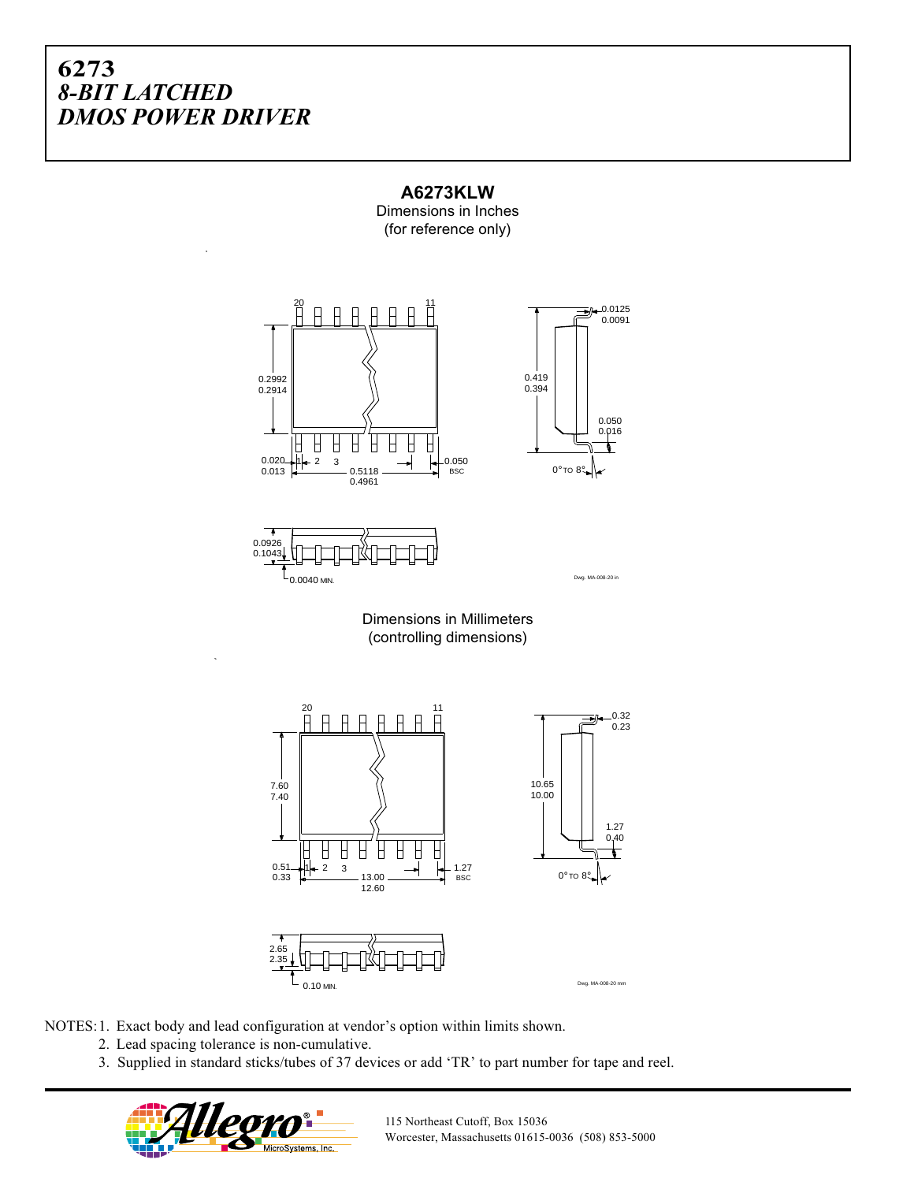# 6273
# *8-BIT LATCHED DMOS POWER DRIVER*

**A6273KLW**

Dimensions in Inches
(for reference only)

20 11

0.2992
0.2914

0.020
0.013

1 2 3

0.5118
0.4961

0.050
BSC

0.0125
0.0091

0.419
0.394

0.050
0.016

0° TO 8°

0.0926
0.1043

0.0040 MIN.

Dwg. MA-008-20 in

Dimensions in Millimeters
(controlling dimensions)

20 11

7.60
7.40

0.51
0.33

1 2 3

13.00
12.60

1.27
BSC

0.32
0.23

10.65
10.00

1.27
0.40

0° TO 8°

2.65
2.35

0.10 MIN.

Dwg. MA-008-20 mm

NOTES: 1. Exact body and lead configuration at vendor's option within limits shown.
2. Lead spacing tolerance is non-cumulative.
3. Supplied in standard sticks/tubes of 37 devices or add 'TR' to part number for tape and reel.

Allegro® MicroSystems, Inc.

115 Northeast Cutoff, Box 15036
Worcester, Massachusetts 01615-0036 (508) 853-5000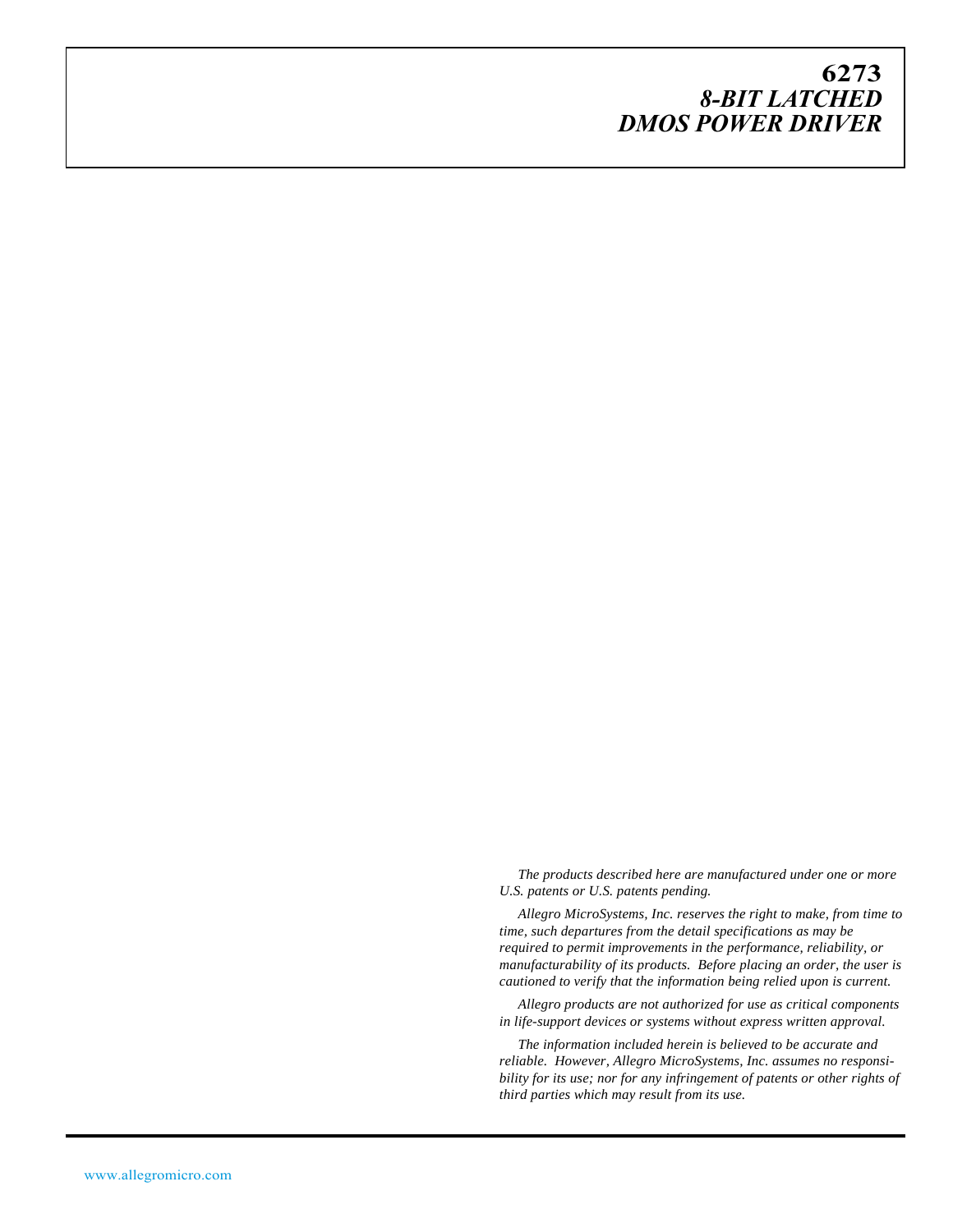# 6273
## *8-BIT LATCHED DMOS POWER DRIVER*

*The products described here are manufactured under one or more U.S. patents or U.S. patents pending.*

*Allegro MicroSystems, Inc. reserves the right to make, from time to time, such departures from the detail specifications as may be required to permit improvements in the performance, reliability, or manufacturability of its products. Before placing an order, the user is cautioned to verify that the information being relied upon is current.*

*Allegro products are not authorized for use as critical components in life-support devices or systems without express written approval.*

*The information included herein is believed to be accurate and reliable. However, Allegro MicroSystems, Inc. assumes no responsibility for its use; nor for any infringement of patents or other rights of third parties which may result from its use.*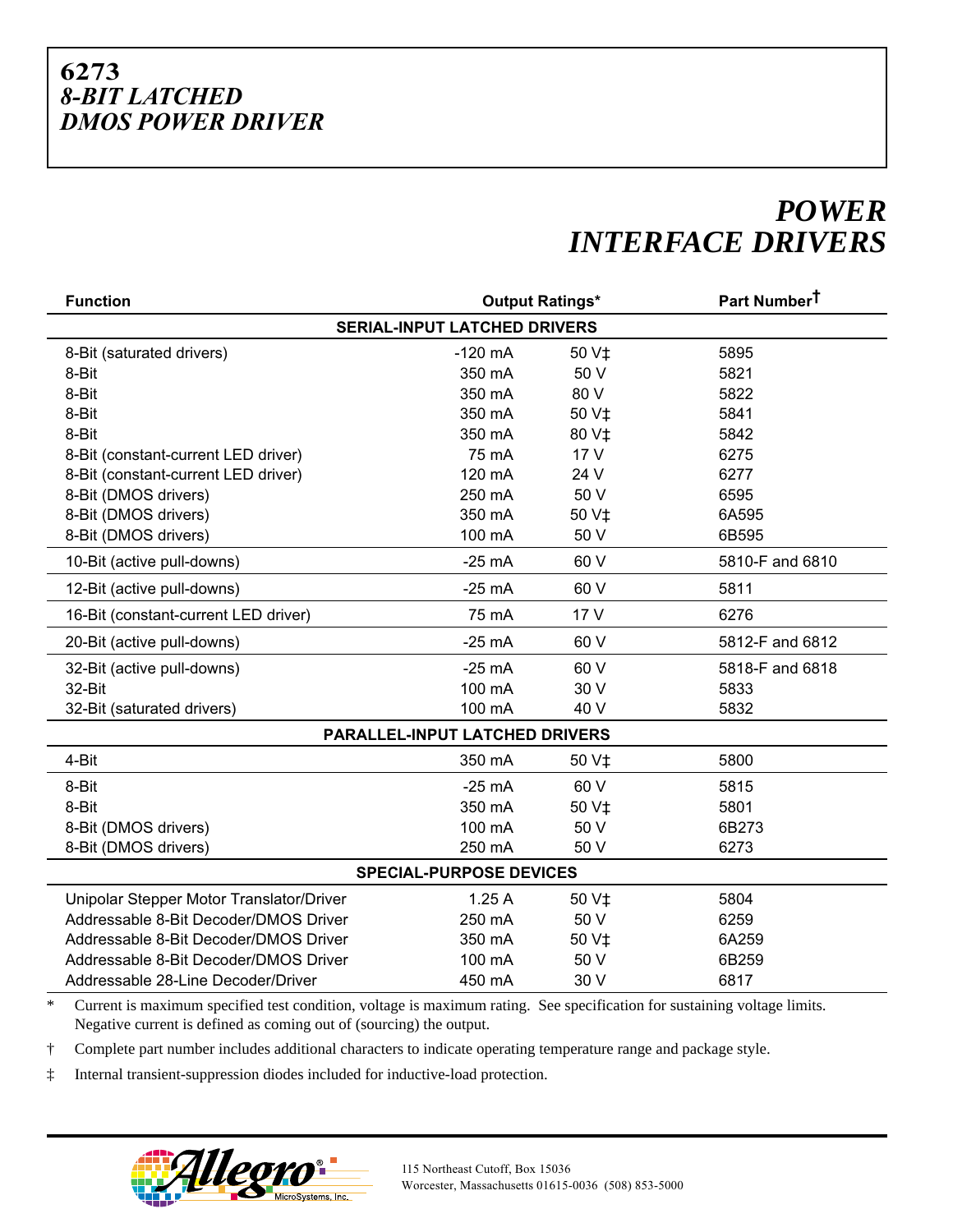# 6273
## *8-BIT LATCHED DMOS POWER DRIVER*

# *POWER INTERFACE DRIVERS*

| Function | Output Ratings* | | Part Number† |
|---|---|---|---|
| **SERIAL-INPUT LATCHED DRIVERS** | | | |
| 8-Bit (saturated drivers) | -120 mA | 50 V‡ | 5895 |
| 8-Bit | 350 mA | 50 V | 5821 |
| 8-Bit | 350 mA | 80 V | 5822 |
| 8-Bit | 350 mA | 50 V‡ | 5841 |
| 8-Bit | 350 mA | 80 V‡ | 5842 |
| 8-Bit (constant-current LED driver) | 75 mA | 17 V | 6275 |
| 8-Bit (constant-current LED driver) | 120 mA | 24 V | 6277 |
| 8-Bit (DMOS drivers) | 250 mA | 50 V | 6595 |
| 8-Bit (DMOS drivers) | 350 mA | 50 V‡ | 6A595 |
| 8-Bit (DMOS drivers) | 100 mA | 50 V | 6B595 |
| 10-Bit (active pull-downs) | -25 mA | 60 V | 5810-F and 6810 |
| 12-Bit (active pull-downs) | -25 mA | 60 V | 5811 |
| 16-Bit (constant-current LED driver) | 75 mA | 17 V | 6276 |
| 20-Bit (active pull-downs) | -25 mA | 60 V | 5812-F and 6812 |
| 32-Bit (active pull-downs) | -25 mA | 60 V | 5818-F and 6818 |
| 32-Bit | 100 mA | 30 V | 5833 |
| 32-Bit (saturated drivers) | 100 mA | 40 V | 5832 |
| **PARALLEL-INPUT LATCHED DRIVERS** | | | |
| 4-Bit | 350 mA | 50 V‡ | 5800 |
| 8-Bit | -25 mA | 60 V | 5815 |
| 8-Bit | 350 mA | 50 V‡ | 5801 |
| 8-Bit (DMOS drivers) | 100 mA | 50 V | 6B273 |
| 8-Bit (DMOS drivers) | 250 mA | 50 V | 6273 |
| **SPECIAL-PURPOSE DEVICES** | | | |
| Unipolar Stepper Motor Translator/Driver | 1.25 A | 50 V‡ | 5804 |
| Addressable 8-Bit Decoder/DMOS Driver | 250 mA | 50 V | 6259 |
| Addressable 8-Bit Decoder/DMOS Driver | 350 mA | 50 V‡ | 6A259 |
| Addressable 8-Bit Decoder/DMOS Driver | 100 mA | 50 V | 6B259 |
| Addressable 28-Line Decoder/Driver | 450 mA | 30 V | 6817 |

\* Current is maximum specified test condition, voltage is maximum rating. See specification for sustaining voltage limits. Negative current is defined as coming out of (sourcing) the output.

† Complete part number includes additional characters to indicate operating temperature range and package style.

‡ Internal transient-suppression diodes included for inductive-load protection.

115 Northeast Cutoff, Box 15036
Worcester, Massachusetts 01615-0036 (508) 853-5000